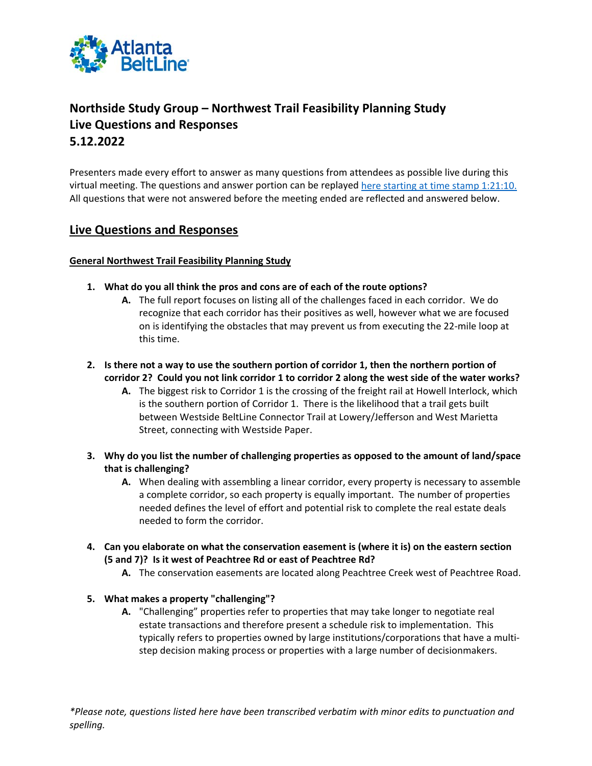# Northside Study Group – Northwest Trail Feasibility Planning Study
# Live Questions and Responses
# 5.12.2022

Presenters made every effort to answer as many questions from attendees as possible live during this virtual meeting. The questions and answer portion can be replayed here starting at time stamp 1:21:10. All questions that were not answered before the meeting ended are reflected and answered below.

## Live Questions and Responses

### General Northwest Trail Feasibility Planning Study

1. **What do you all think the pros and cons are of each of the route options?**
   - **A.** The full report focuses on listing all of the challenges faced in each corridor. We do recognize that each corridor has their positives as well, however what we are focused on is identifying the obstacles that may prevent us from executing the 22-mile loop at this time.

2. **Is there not a way to use the southern portion of corridor 1, then the northern portion of corridor 2? Could you not link corridor 1 to corridor 2 along the west side of the water works?**
   - **A.** The biggest risk to Corridor 1 is the crossing of the freight rail at Howell Interlock, which is the southern portion of Corridor 1. There is the likelihood that a trail gets built between Westside BeltLine Connector Trail at Lowery/Jefferson and West Marietta Street, connecting with Westside Paper.

3. **Why do you list the number of challenging properties as opposed to the amount of land/space that is challenging?**
   - **A.** When dealing with assembling a linear corridor, every property is necessary to assemble a complete corridor, so each property is equally important. The number of properties needed defines the level of effort and potential risk to complete the real estate deals needed to form the corridor.

4. **Can you elaborate on what the conservation easement is (where it is) on the eastern section (5 and 7)? Is it west of Peachtree Rd or east of Peachtree Rd?**
   - **A.** The conservation easements are located along Peachtree Creek west of Peachtree Road.

5. **What makes a property "challenging"?**
   - **A.** "Challenging" properties refer to properties that may take longer to negotiate real estate transactions and therefore present a schedule risk to implementation. This typically refers to properties owned by large institutions/corporations that have a multi-step decision making process or properties with a large number of decisionmakers.

*\*Please note, questions listed here have been transcribed verbatim with minor edits to punctuation and spelling.*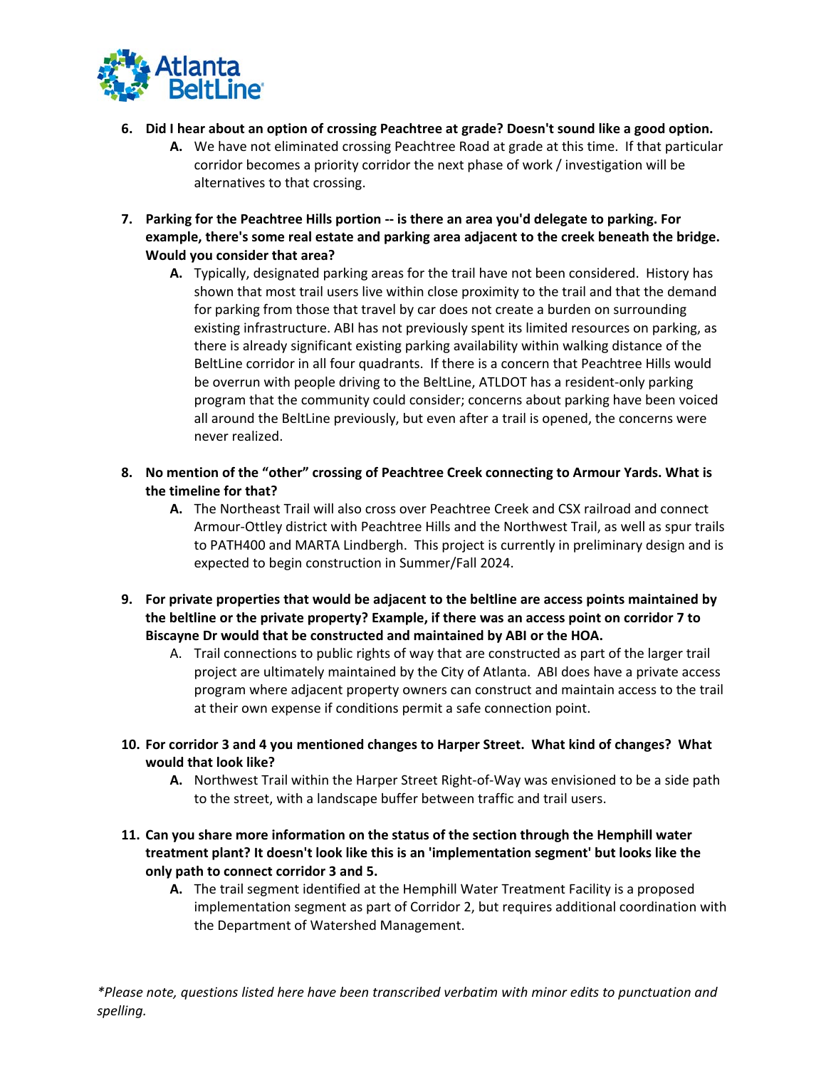6. **Did I hear about an option of crossing Peachtree at grade? Doesn't sound like a good option.**
    - **A.** We have not eliminated crossing Peachtree Road at grade at this time. If that particular corridor becomes a priority corridor the next phase of work / investigation will be alternatives to that crossing.

7. **Parking for the Peachtree Hills portion -- is there an area you'd delegate to parking. For example, there's some real estate and parking area adjacent to the creek beneath the bridge. Would you consider that area?**
    - **A.** Typically, designated parking areas for the trail have not been considered. History has shown that most trail users live within close proximity to the trail and that the demand for parking from those that travel by car does not create a burden on surrounding existing infrastructure. ABI has not previously spent its limited resources on parking, as there is already significant existing parking availability within walking distance of the BeltLine corridor in all four quadrants. If there is a concern that Peachtree Hills would be overrun with people driving to the BeltLine, ATLDOT has a resident-only parking program that the community could consider; concerns about parking have been voiced all around the BeltLine previously, but even after a trail is opened, the concerns were never realized.

8. **No mention of the "other" crossing of Peachtree Creek connecting to Armour Yards. What is the timeline for that?**
    - **A.** The Northeast Trail will also cross over Peachtree Creek and CSX railroad and connect Armour-Ottley district with Peachtree Hills and the Northwest Trail, as well as spur trails to PATH400 and MARTA Lindbergh. This project is currently in preliminary design and is expected to begin construction in Summer/Fall 2024.

9. **For private properties that would be adjacent to the beltline are access points maintained by the beltline or the private property? Example, if there was an access point on corridor 7 to Biscayne Dr would that be constructed and maintained by ABI or the HOA.**
    - A. Trail connections to public rights of way that are constructed as part of the larger trail project are ultimately maintained by the City of Atlanta. ABI does have a private access program where adjacent property owners can construct and maintain access to the trail at their own expense if conditions permit a safe connection point.

10. **For corridor 3 and 4 you mentioned changes to Harper Street. What kind of changes? What would that look like?**
    - **A.** Northwest Trail within the Harper Street Right-of-Way was envisioned to be a side path to the street, with a landscape buffer between traffic and trail users.

11. **Can you share more information on the status of the section through the Hemphill water treatment plant? It doesn't look like this is an 'implementation segment' but looks like the only path to connect corridor 3 and 5.**
    - **A.** The trail segment identified at the Hemphill Water Treatment Facility is a proposed implementation segment as part of Corridor 2, but requires additional coordination with the Department of Watershed Management.

*\*Please note, questions listed here have been transcribed verbatim with minor edits to punctuation and spelling.*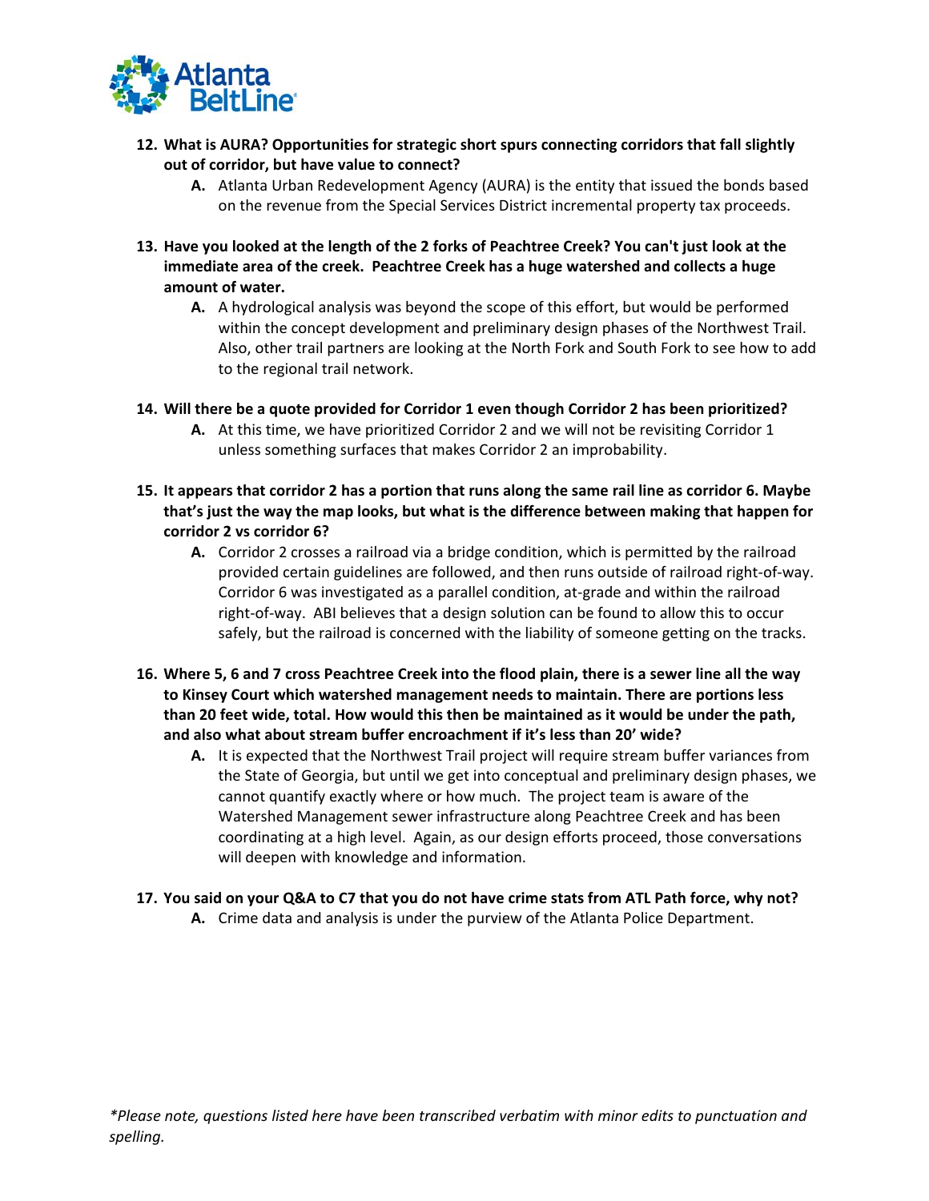12. **What is AURA? Opportunities for strategic short spurs connecting corridors that fall slightly out of corridor, but have value to connect?**
    - **A.** Atlanta Urban Redevelopment Agency (AURA) is the entity that issued the bonds based on the revenue from the Special Services District incremental property tax proceeds.

13. **Have you looked at the length of the 2 forks of Peachtree Creek? You can't just look at the immediate area of the creek. Peachtree Creek has a huge watershed and collects a huge amount of water.**
    - **A.** A hydrological analysis was beyond the scope of this effort, but would be performed within the concept development and preliminary design phases of the Northwest Trail. Also, other trail partners are looking at the North Fork and South Fork to see how to add to the regional trail network.

14. **Will there be a quote provided for Corridor 1 even though Corridor 2 has been prioritized?**
    - **A.** At this time, we have prioritized Corridor 2 and we will not be revisiting Corridor 1 unless something surfaces that makes Corridor 2 an improbability.

15. **It appears that corridor 2 has a portion that runs along the same rail line as corridor 6. Maybe that's just the way the map looks, but what is the difference between making that happen for corridor 2 vs corridor 6?**
    - **A.** Corridor 2 crosses a railroad via a bridge condition, which is permitted by the railroad provided certain guidelines are followed, and then runs outside of railroad right-of-way. Corridor 6 was investigated as a parallel condition, at-grade and within the railroad right-of-way. ABI believes that a design solution can be found to allow this to occur safely, but the railroad is concerned with the liability of someone getting on the tracks.

16. **Where 5, 6 and 7 cross Peachtree Creek into the flood plain, there is a sewer line all the way to Kinsey Court which watershed management needs to maintain. There are portions less than 20 feet wide, total. How would this then be maintained as it would be under the path, and also what about stream buffer encroachment if it's less than 20' wide?**
    - **A.** It is expected that the Northwest Trail project will require stream buffer variances from the State of Georgia, but until we get into conceptual and preliminary design phases, we cannot quantify exactly where or how much. The project team is aware of the Watershed Management sewer infrastructure along Peachtree Creek and has been coordinating at a high level. Again, as our design efforts proceed, those conversations will deepen with knowledge and information.

17. **You said on your Q&A to C7 that you do not have crime stats from ATL Path force, why not?**
    - **A.** Crime data and analysis is under the purview of the Atlanta Police Department.

*\*Please note, questions listed here have been transcribed verbatim with minor edits to punctuation and spelling.*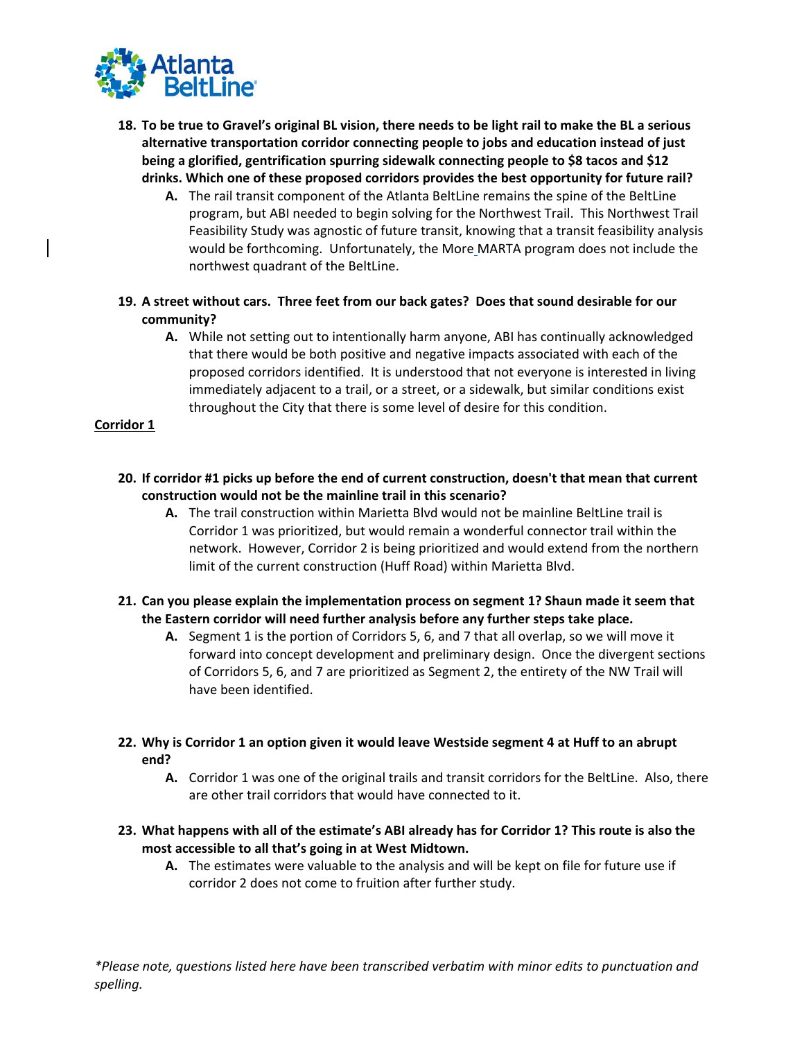18. **To be true to Gravel's original BL vision, there needs to be light rail to make the BL a serious alternative transportation corridor connecting people to jobs and education instead of just being a glorified, gentrification spurring sidewalk connecting people to $8 tacos and $12 drinks. Which one of these proposed corridors provides the best opportunity for future rail?**
    - **A.** The rail transit component of the Atlanta BeltLine remains the spine of the BeltLine program, but ABI needed to begin solving for the Northwest Trail. This Northwest Trail Feasibility Study was agnostic of future transit, knowing that a transit feasibility analysis would be forthcoming. Unfortunately, the More MARTA program does not include the northwest quadrant of the BeltLine.

19. **A street without cars. Three feet from our back gates? Does that sound desirable for our community?**
    - **A.** While not setting out to intentionally harm anyone, ABI has continually acknowledged that there would be both positive and negative impacts associated with each of the proposed corridors identified. It is understood that not everyone is interested in living immediately adjacent to a trail, or a street, or a sidewalk, but similar conditions exist throughout the City that there is some level of desire for this condition.

**<u>Corridor 1</u>**

20. **If corridor #1 picks up before the end of current construction, doesn't that mean that current construction would not be the mainline trail in this scenario?**
    - **A.** The trail construction within Marietta Blvd would not be mainline BeltLine trail is Corridor 1 was prioritized, but would remain a wonderful connector trail within the network. However, Corridor 2 is being prioritized and would extend from the northern limit of the current construction (Huff Road) within Marietta Blvd.

21. **Can you please explain the implementation process on segment 1? Shaun made it seem that the Eastern corridor will need further analysis before any further steps take place.**
    - **A.** Segment 1 is the portion of Corridors 5, 6, and 7 that all overlap, so we will move it forward into concept development and preliminary design. Once the divergent sections of Corridors 5, 6, and 7 are prioritized as Segment 2, the entirety of the NW Trail will have been identified.

22. **Why is Corridor 1 an option given it would leave Westside segment 4 at Huff to an abrupt end?**
    - **A.** Corridor 1 was one of the original trails and transit corridors for the BeltLine. Also, there are other trail corridors that would have connected to it.

23. **What happens with all of the estimate's ABI already has for Corridor 1? This route is also the most accessible to all that's going in at West Midtown.**
    - **A.** The estimates were valuable to the analysis and will be kept on file for future use if corridor 2 does not come to fruition after further study.

*\*Please note, questions listed here have been transcribed verbatim with minor edits to punctuation and spelling.*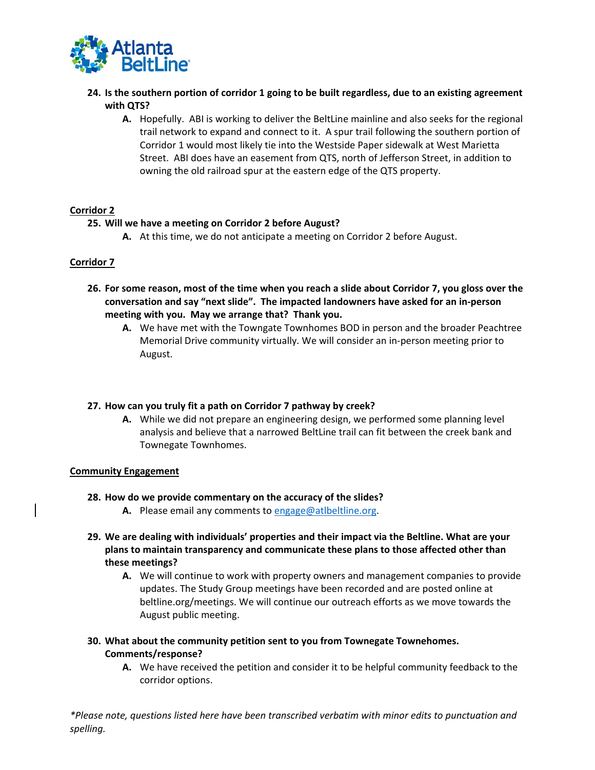24. **Is the southern portion of corridor 1 going to be built regardless, due to an existing agreement with QTS?**
    - **A.** Hopefully. ABI is working to deliver the BeltLine mainline and also seeks for the regional trail network to expand and connect to it. A spur trail following the southern portion of Corridor 1 would most likely tie into the Westside Paper sidewalk at West Marietta Street. ABI does have an easement from QTS, north of Jefferson Street, in addition to owning the old railroad spur at the eastern edge of the QTS property.

**Corridor 2**

25. **Will we have a meeting on Corridor 2 before August?**
    - **A.** At this time, we do not anticipate a meeting on Corridor 2 before August.

**Corridor 7**

26. **For some reason, most of the time when you reach a slide about Corridor 7, you gloss over the conversation and say "next slide". The impacted landowners have asked for an in-person meeting with you. May we arrange that? Thank you.**
    - **A.** We have met with the Towngate Townhomes BOD in person and the broader Peachtree Memorial Drive community virtually. We will consider an in-person meeting prior to August.

27. **How can you truly fit a path on Corridor 7 pathway by creek?**
    - **A.** While we did not prepare an engineering design, we performed some planning level analysis and believe that a narrowed BeltLine trail can fit between the creek bank and Townegate Townhomes.

**Community Engagement**

28. **How do we provide commentary on the accuracy of the slides?**
    - **A.** Please email any comments to engage@atlbeltline.org.

29. **We are dealing with individuals' properties and their impact via the Beltline. What are your plans to maintain transparency and communicate these plans to those affected other than these meetings?**
    - **A.** We will continue to work with property owners and management companies to provide updates. The Study Group meetings have been recorded and are posted online at beltline.org/meetings. We will continue our outreach efforts as we move towards the August public meeting.

30. **What about the community petition sent to you from Townegate Townehomes. Comments/response?**
    - **A.** We have received the petition and consider it to be helpful community feedback to the corridor options.

*\*Please note, questions listed here have been transcribed verbatim with minor edits to punctuation and spelling.*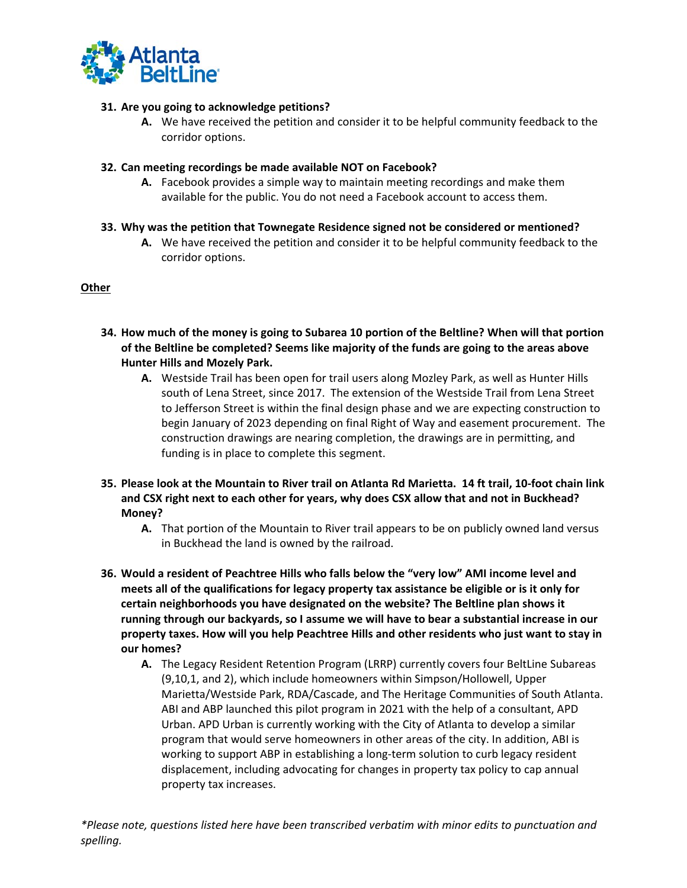31. **Are you going to acknowledge petitions?**
    - **A.** We have received the petition and consider it to be helpful community feedback to the corridor options.

32. **Can meeting recordings be made available NOT on Facebook?**
    - **A.** Facebook provides a simple way to maintain meeting recordings and make them available for the public. You do not need a Facebook account to access them.

33. **Why was the petition that Townegate Residence signed not be considered or mentioned?**
    - **A.** We have received the petition and consider it to be helpful community feedback to the corridor options.

**<u>Other</u>**

34. **How much of the money is going to Subarea 10 portion of the Beltline? When will that portion of the Beltline be completed? Seems like majority of the funds are going to the areas above Hunter Hills and Mozely Park.**
    - **A.** Westside Trail has been open for trail users along Mozley Park, as well as Hunter Hills south of Lena Street, since 2017. The extension of the Westside Trail from Lena Street to Jefferson Street is within the final design phase and we are expecting construction to begin January of 2023 depending on final Right of Way and easement procurement. The construction drawings are nearing completion, the drawings are in permitting, and funding is in place to complete this segment.

35. **Please look at the Mountain to River trail on Atlanta Rd Marietta. 14 ft trail, 10-foot chain link and CSX right next to each other for years, why does CSX allow that and not in Buckhead? Money?**
    - **A.** That portion of the Mountain to River trail appears to be on publicly owned land versus in Buckhead the land is owned by the railroad.

36. **Would a resident of Peachtree Hills who falls below the "very low" AMI income level and meets all of the qualifications for legacy property tax assistance be eligible or is it only for certain neighborhoods you have designated on the website? The Beltline plan shows it running through our backyards, so I assume we will have to bear a substantial increase in our property taxes. How will you help Peachtree Hills and other residents who just want to stay in our homes?**
    - **A.** The Legacy Resident Retention Program (LRRP) currently covers four BeltLine Subareas (9,10,1, and 2), which include homeowners within Simpson/Hollowell, Upper Marietta/Westside Park, RDA/Cascade, and The Heritage Communities of South Atlanta. ABI and ABP launched this pilot program in 2021 with the help of a consultant, APD Urban. APD Urban is currently working with the City of Atlanta to develop a similar program that would serve homeowners in other areas of the city. In addition, ABI is working to support ABP in establishing a long-term solution to curb legacy resident displacement, including advocating for changes in property tax policy to cap annual property tax increases.

*\*Please note, questions listed here have been transcribed verbatim with minor edits to punctuation and spelling.*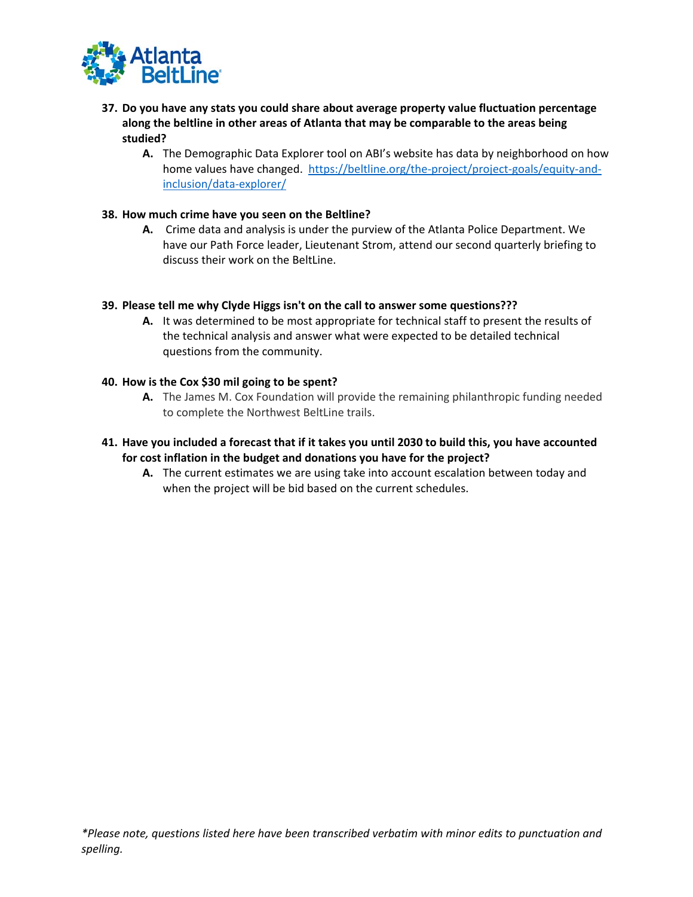37. **Do you have any stats you could share about average property value fluctuation percentage along the beltline in other areas of Atlanta that may be comparable to the areas being studied?**
    - **A.** The Demographic Data Explorer tool on ABI's website has data by neighborhood on how home values have changed. [https://beltline.org/the-project/project-goals/equity-and-inclusion/data-explorer/](https://beltline.org/the-project/project-goals/equity-and-inclusion/data-explorer/)

38. **How much crime have you seen on the Beltline?**
    - **A.** Crime data and analysis is under the purview of the Atlanta Police Department. We have our Path Force leader, Lieutenant Strom, attend our second quarterly briefing to discuss their work on the BeltLine.

39. **Please tell me why Clyde Higgs isn't on the call to answer some questions???**
    - **A.** It was determined to be most appropriate for technical staff to present the results of the technical analysis and answer what were expected to be detailed technical questions from the community.

40. **How is the Cox $30 mil going to be spent?**
    - **A.** The James M. Cox Foundation will provide the remaining philanthropic funding needed to complete the Northwest BeltLine trails.

41. **Have you included a forecast that if it takes you until 2030 to build this, you have accounted for cost inflation in the budget and donations you have for the project?**
    - **A.** The current estimates we are using take into account escalation between today and when the project will be bid based on the current schedules.

*\*Please note, questions listed here have been transcribed verbatim with minor edits to punctuation and spelling.*